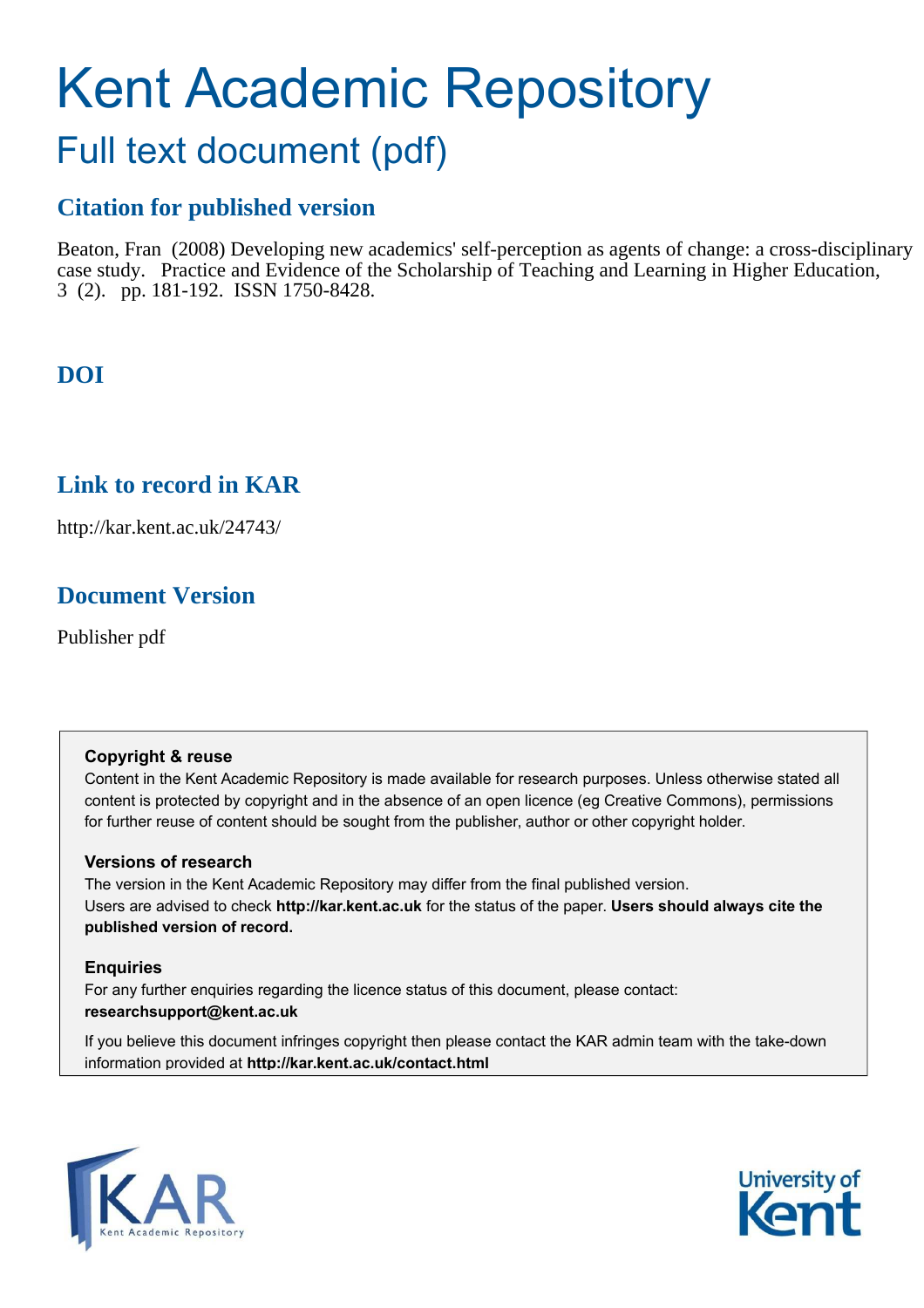# Kent Academic Repository

## Full text document (pdf)

### Citation for published version

Beaton, Fran (2008) Developing new academics' self-perception as agents of change: a cross-disciplinary case study. Practice and Evidence of the Scholarship of Teaching and Learning in Higher Education, 3 (2). pp. 181-192. ISSN 1750-8428.

### DOI

### Link to record in KAR

http://kar.kent.ac.uk/24743/

### Document Version

Publisher pdf

**Copyright & reuse**

Content in the Kent Academic Repository is made available for research purposes. Unless otherwise stated all content is protected by copyright and in the absence of an open licence (eg Creative Commons), permissions for further reuse of content should be sought from the publisher, author or other copyright holder.

**Versions of research**

The version in the Kent Academic Repository may differ from the final published version. Users are advised to check **http://kar.kent.ac.uk** for the status of the paper. **Users should always cite the published version of record.**

**Enquiries**

For any further enquiries regarding the licence status of this document, please contact: **researchsupport@kent.ac.uk**

If you believe this document infringes copyright then please contact the KAR admin team with the take-down information provided at **http://kar.kent.ac.uk/contact.html**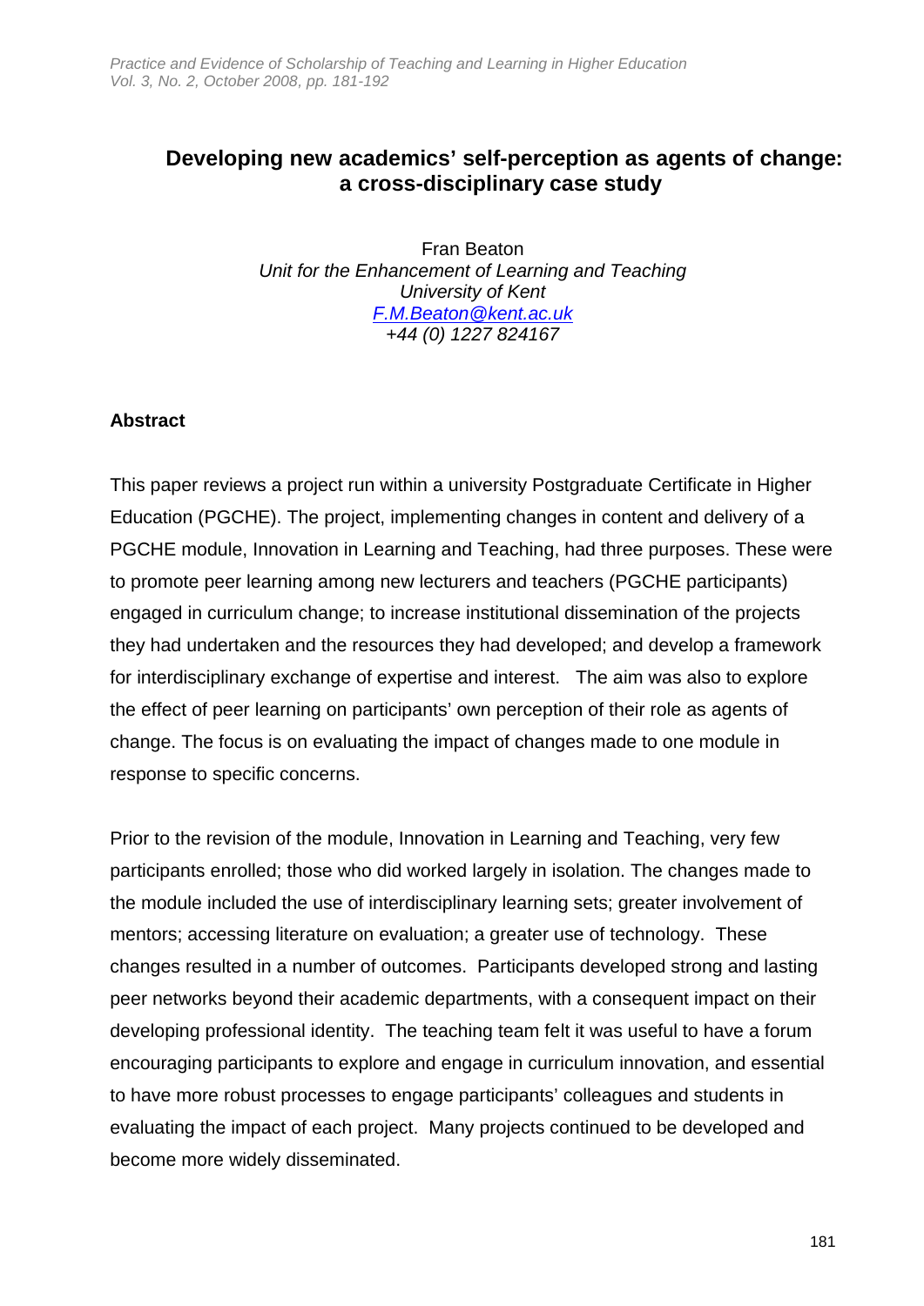# Developing new academics' self-perception as agents of change: a cross-disciplinary case study

Fran Beaton
*Unit for the Enhancement of Learning and Teaching*
*University of Kent*
*F.M.Beaton@kent.ac.uk*
*+44 (0) 1227 824167*

## Abstract

This paper reviews a project run within a university Postgraduate Certificate in Higher Education (PGCHE). The project, implementing changes in content and delivery of a PGCHE module, Innovation in Learning and Teaching, had three purposes. These were to promote peer learning among new lecturers and teachers (PGCHE participants) engaged in curriculum change; to increase institutional dissemination of the projects they had undertaken and the resources they had developed; and develop a framework for interdisciplinary exchange of expertise and interest. The aim was also to explore the effect of peer learning on participants' own perception of their role as agents of change. The focus is on evaluating the impact of changes made to one module in response to specific concerns.

Prior to the revision of the module, Innovation in Learning and Teaching, very few participants enrolled; those who did worked largely in isolation. The changes made to the module included the use of interdisciplinary learning sets; greater involvement of mentors; accessing literature on evaluation; a greater use of technology. These changes resulted in a number of outcomes. Participants developed strong and lasting peer networks beyond their academic departments, with a consequent impact on their developing professional identity. The teaching team felt it was useful to have a forum encouraging participants to explore and engage in curriculum innovation, and essential to have more robust processes to engage participants' colleagues and students in evaluating the impact of each project. Many projects continued to be developed and become more widely disseminated.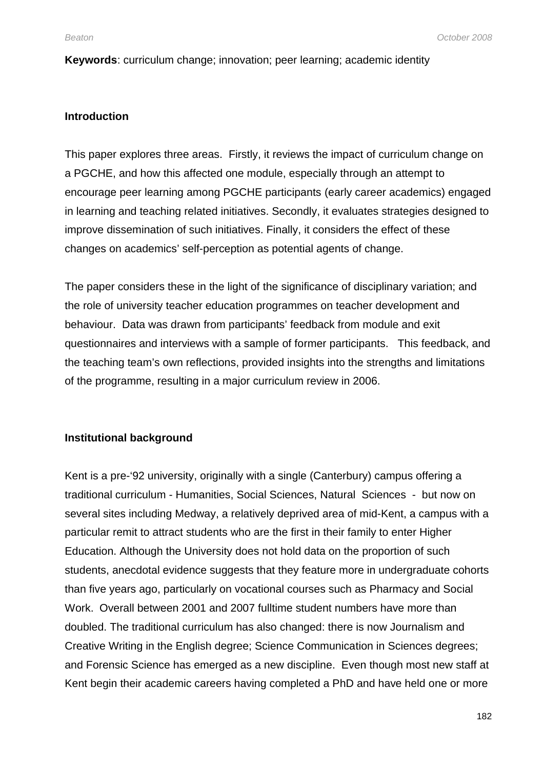**Keywords**: curriculum change; innovation; peer learning; academic identity

## Introduction

This paper explores three areas. Firstly, it reviews the impact of curriculum change on a PGCHE, and how this affected one module, especially through an attempt to encourage peer learning among PGCHE participants (early career academics) engaged in learning and teaching related initiatives. Secondly, it evaluates strategies designed to improve dissemination of such initiatives. Finally, it considers the effect of these changes on academics' self-perception as potential agents of change.

The paper considers these in the light of the significance of disciplinary variation; and the role of university teacher education programmes on teacher development and behaviour. Data was drawn from participants' feedback from module and exit questionnaires and interviews with a sample of former participants. This feedback, and the teaching team's own reflections, provided insights into the strengths and limitations of the programme, resulting in a major curriculum review in 2006.

## Institutional background

Kent is a pre-'92 university, originally with a single (Canterbury) campus offering a traditional curriculum - Humanities, Social Sciences, Natural Sciences - but now on several sites including Medway, a relatively deprived area of mid-Kent, a campus with a particular remit to attract students who are the first in their family to enter Higher Education. Although the University does not hold data on the proportion of such students, anecdotal evidence suggests that they feature more in undergraduate cohorts than five years ago, particularly on vocational courses such as Pharmacy and Social Work. Overall between 2001 and 2007 fulltime student numbers have more than doubled. The traditional curriculum has also changed: there is now Journalism and Creative Writing in the English degree; Science Communication in Sciences degrees; and Forensic Science has emerged as a new discipline. Even though most new staff at Kent begin their academic careers having completed a PhD and have held one or more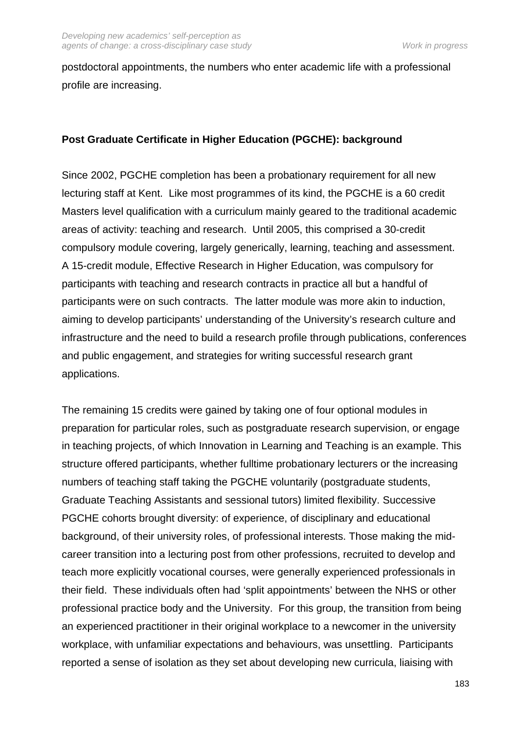postdoctoral appointments, the numbers who enter academic life with a professional profile are increasing.

## Post Graduate Certificate in Higher Education (PGCHE): background

Since 2002, PGCHE completion has been a probationary requirement for all new lecturing staff at Kent. Like most programmes of its kind, the PGCHE is a 60 credit Masters level qualification with a curriculum mainly geared to the traditional academic areas of activity: teaching and research. Until 2005, this comprised a 30-credit compulsory module covering, largely generically, learning, teaching and assessment. A 15-credit module, Effective Research in Higher Education, was compulsory for participants with teaching and research contracts in practice all but a handful of participants were on such contracts. The latter module was more akin to induction, aiming to develop participants' understanding of the University's research culture and infrastructure and the need to build a research profile through publications, conferences and public engagement, and strategies for writing successful research grant applications.

The remaining 15 credits were gained by taking one of four optional modules in preparation for particular roles, such as postgraduate research supervision, or engage in teaching projects, of which Innovation in Learning and Teaching is an example. This structure offered participants, whether fulltime probationary lecturers or the increasing numbers of teaching staff taking the PGCHE voluntarily (postgraduate students, Graduate Teaching Assistants and sessional tutors) limited flexibility. Successive PGCHE cohorts brought diversity: of experience, of disciplinary and educational background, of their university roles, of professional interests. Those making the mid-career transition into a lecturing post from other professions, recruited to develop and teach more explicitly vocational courses, were generally experienced professionals in their field. These individuals often had 'split appointments' between the NHS or other professional practice body and the University. For this group, the transition from being an experienced practitioner in their original workplace to a newcomer in the university workplace, with unfamiliar expectations and behaviours, was unsettling. Participants reported a sense of isolation as they set about developing new curricula, liaising with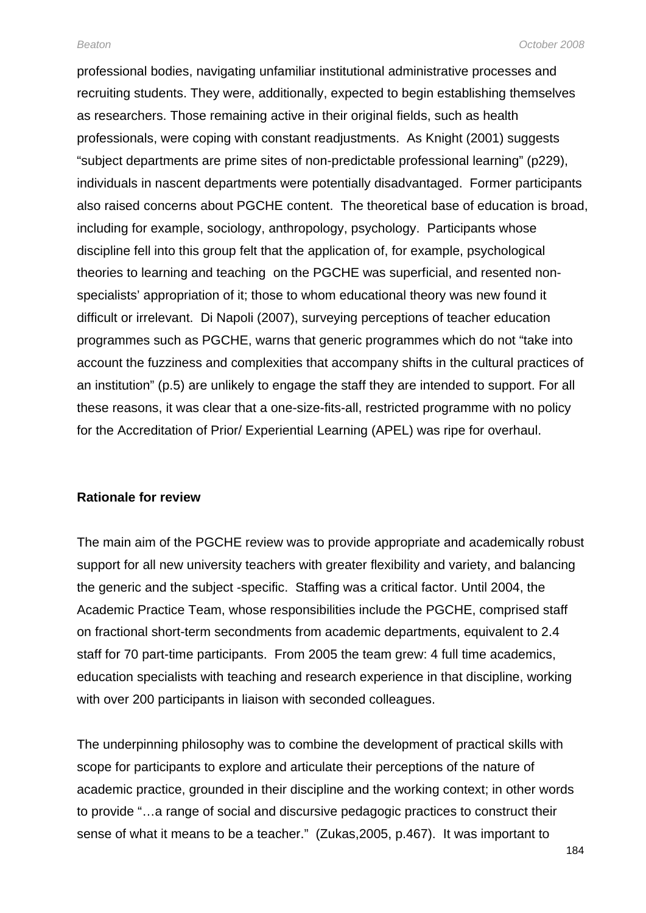professional bodies, navigating unfamiliar institutional administrative processes and recruiting students. They were, additionally, expected to begin establishing themselves as researchers. Those remaining active in their original fields, such as health professionals, were coping with constant readjustments. As Knight (2001) suggests "subject departments are prime sites of non-predictable professional learning" (p229), individuals in nascent departments were potentially disadvantaged. Former participants also raised concerns about PGCHE content. The theoretical base of education is broad, including for example, sociology, anthropology, psychology. Participants whose discipline fell into this group felt that the application of, for example, psychological theories to learning and teaching on the PGCHE was superficial, and resented non-specialists' appropriation of it; those to whom educational theory was new found it difficult or irrelevant. Di Napoli (2007), surveying perceptions of teacher education programmes such as PGCHE, warns that generic programmes which do not "take into account the fuzziness and complexities that accompany shifts in the cultural practices of an institution" (p.5) are unlikely to engage the staff they are intended to support. For all these reasons, it was clear that a one-size-fits-all, restricted programme with no policy for the Accreditation of Prior/ Experiential Learning (APEL) was ripe for overhaul.

**Rationale for review**

The main aim of the PGCHE review was to provide appropriate and academically robust support for all new university teachers with greater flexibility and variety, and balancing the generic and the subject -specific. Staffing was a critical factor. Until 2004, the Academic Practice Team, whose responsibilities include the PGCHE, comprised staff on fractional short-term secondments from academic departments, equivalent to 2.4 staff for 70 part-time participants. From 2005 the team grew: 4 full time academics, education specialists with teaching and research experience in that discipline, working with over 200 participants in liaison with seconded colleagues.

The underpinning philosophy was to combine the development of practical skills with scope for participants to explore and articulate their perceptions of the nature of academic practice, grounded in their discipline and the working context; in other words to provide "…a range of social and discursive pedagogic practices to construct their sense of what it means to be a teacher." (Zukas,2005, p.467). It was important to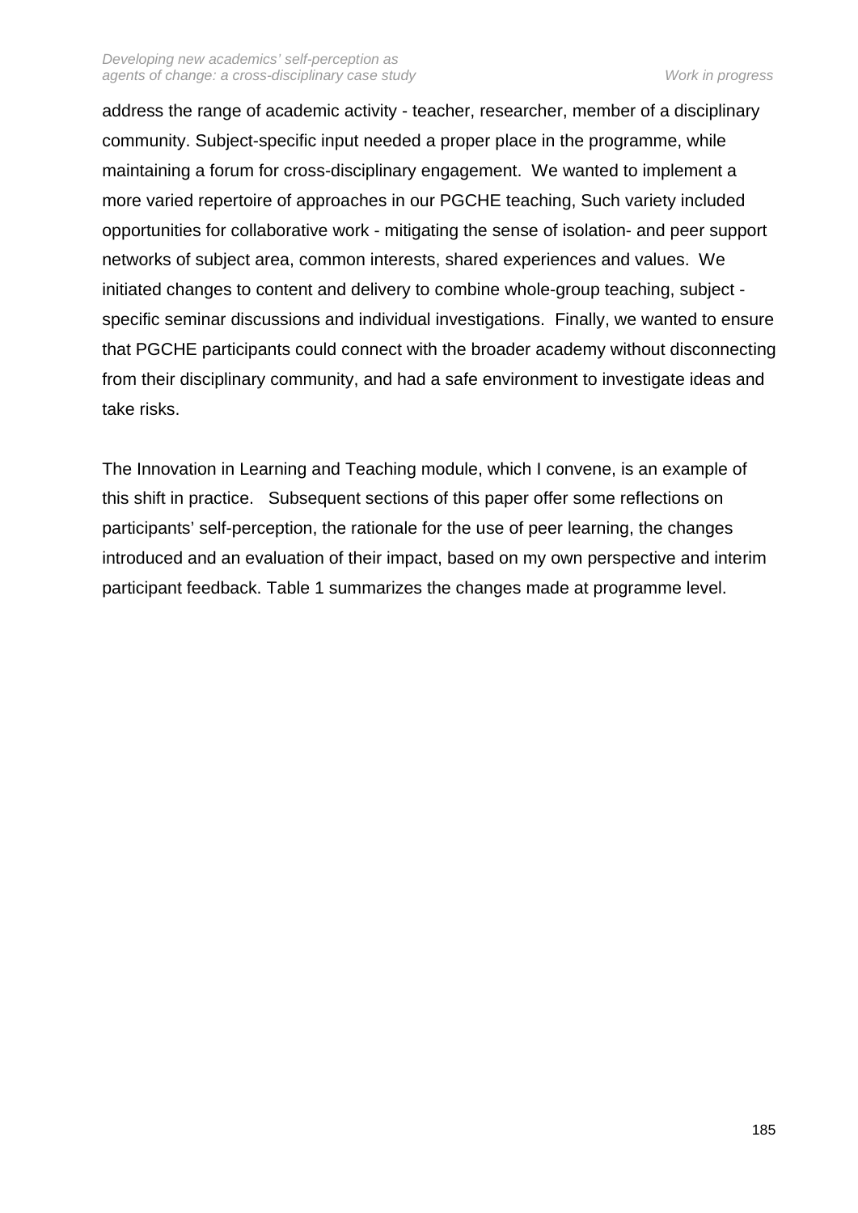address the range of academic activity - teacher, researcher, member of a disciplinary community. Subject-specific input needed a proper place in the programme, while maintaining a forum for cross-disciplinary engagement.  We wanted to implement a more varied repertoire of approaches in our PGCHE teaching, Such variety included opportunities for collaborative work - mitigating the sense of isolation- and peer support networks of subject area, common interests, shared experiences and values.  We initiated changes to content and delivery to combine whole-group teaching, subject - specific seminar discussions and individual investigations.  Finally, we wanted to ensure that PGCHE participants could connect with the broader academy without disconnecting from their disciplinary community, and had a safe environment to investigate ideas and take risks.

The Innovation in Learning and Teaching module, which I convene, is an example of this shift in practice.   Subsequent sections of this paper offer some reflections on participants' self-perception, the rationale for the use of peer learning, the changes introduced and an evaluation of their impact, based on my own perspective and interim participant feedback. Table 1 summarizes the changes made at programme level.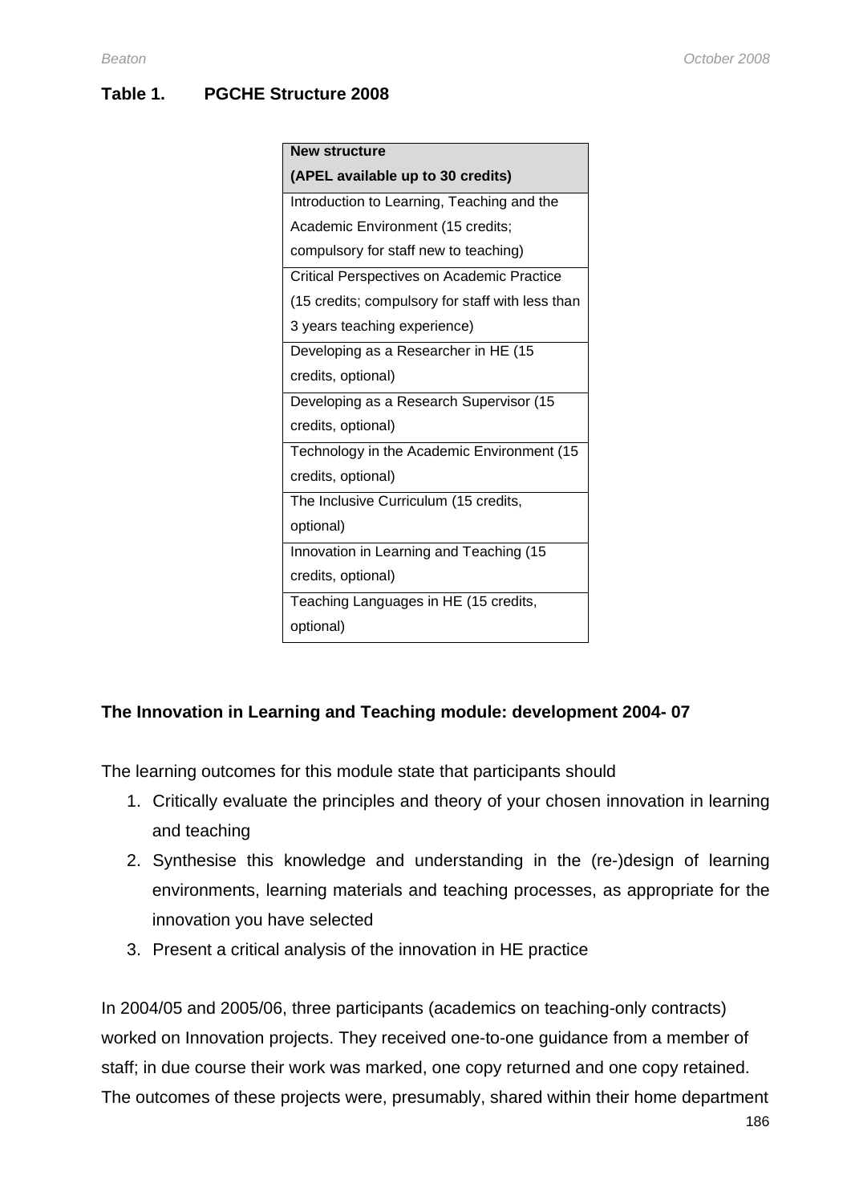**Table 1. PGCHE Structure 2008**

| New structure (APEL available up to 30 credits) |
| --- |
| Introduction to Learning, Teaching and the Academic Environment (15 credits; compulsory for staff new to teaching) |
| Critical Perspectives on Academic Practice (15 credits; compulsory for staff with less than 3 years teaching experience) |
| Developing as a Researcher in HE (15 credits, optional) |
| Developing as a Research Supervisor (15 credits, optional) |
| Technology in the Academic Environment (15 credits, optional) |
| The Inclusive Curriculum (15 credits, optional) |
| Innovation in Learning and Teaching (15 credits, optional) |
| Teaching Languages in HE (15 credits, optional) |

**The Innovation in Learning and Teaching module: development 2004- 07**

The learning outcomes for this module state that participants should

1. Critically evaluate the principles and theory of your chosen innovation in learning and teaching
2. Synthesise this knowledge and understanding in the (re-)design of learning environments, learning materials and teaching processes, as appropriate for the innovation you have selected
3. Present a critical analysis of the innovation in HE practice

In 2004/05 and 2005/06, three participants (academics on teaching-only contracts) worked on Innovation projects. They received one-to-one guidance from a member of staff; in due course their work was marked, one copy returned and one copy retained. The outcomes of these projects were, presumably, shared within their home department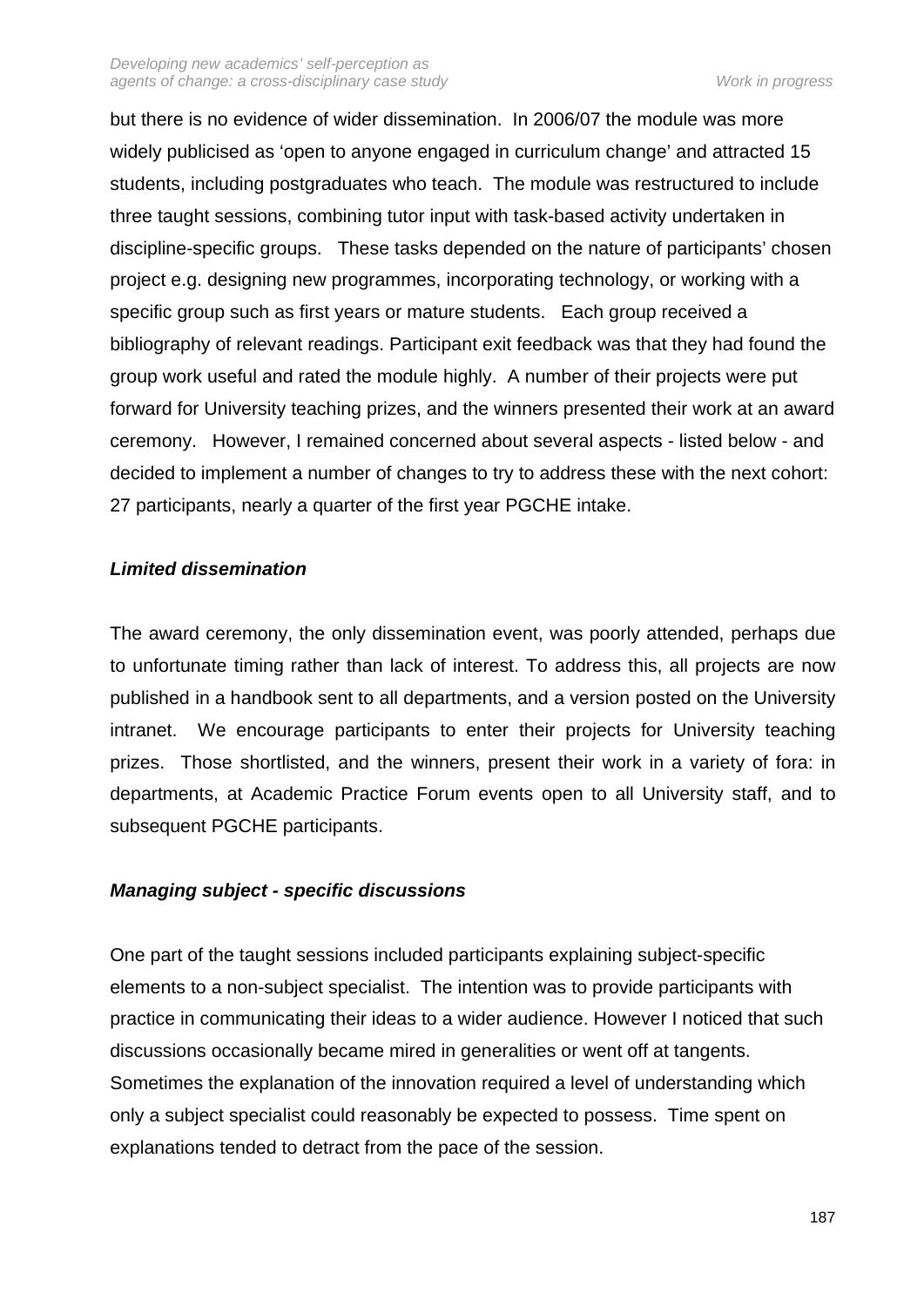but there is no evidence of wider dissemination. In 2006/07 the module was more widely publicised as 'open to anyone engaged in curriculum change' and attracted 15 students, including postgraduates who teach. The module was restructured to include three taught sessions, combining tutor input with task-based activity undertaken in discipline-specific groups. These tasks depended on the nature of participants' chosen project e.g. designing new programmes, incorporating technology, or working with a specific group such as first years or mature students. Each group received a bibliography of relevant readings. Participant exit feedback was that they had found the group work useful and rated the module highly. A number of their projects were put forward for University teaching prizes, and the winners presented their work at an award ceremony. However, I remained concerned about several aspects - listed below - and decided to implement a number of changes to try to address these with the next cohort: 27 participants, nearly a quarter of the first year PGCHE intake.

***Limited dissemination***

The award ceremony, the only dissemination event, was poorly attended, perhaps due to unfortunate timing rather than lack of interest. To address this, all projects are now published in a handbook sent to all departments, and a version posted on the University intranet. We encourage participants to enter their projects for University teaching prizes. Those shortlisted, and the winners, present their work in a variety of fora: in departments, at Academic Practice Forum events open to all University staff, and to subsequent PGCHE participants.

***Managing subject - specific discussions***

One part of the taught sessions included participants explaining subject-specific elements to a non-subject specialist. The intention was to provide participants with practice in communicating their ideas to a wider audience. However I noticed that such discussions occasionally became mired in generalities or went off at tangents. Sometimes the explanation of the innovation required a level of understanding which only a subject specialist could reasonably be expected to possess. Time spent on explanations tended to detract from the pace of the session.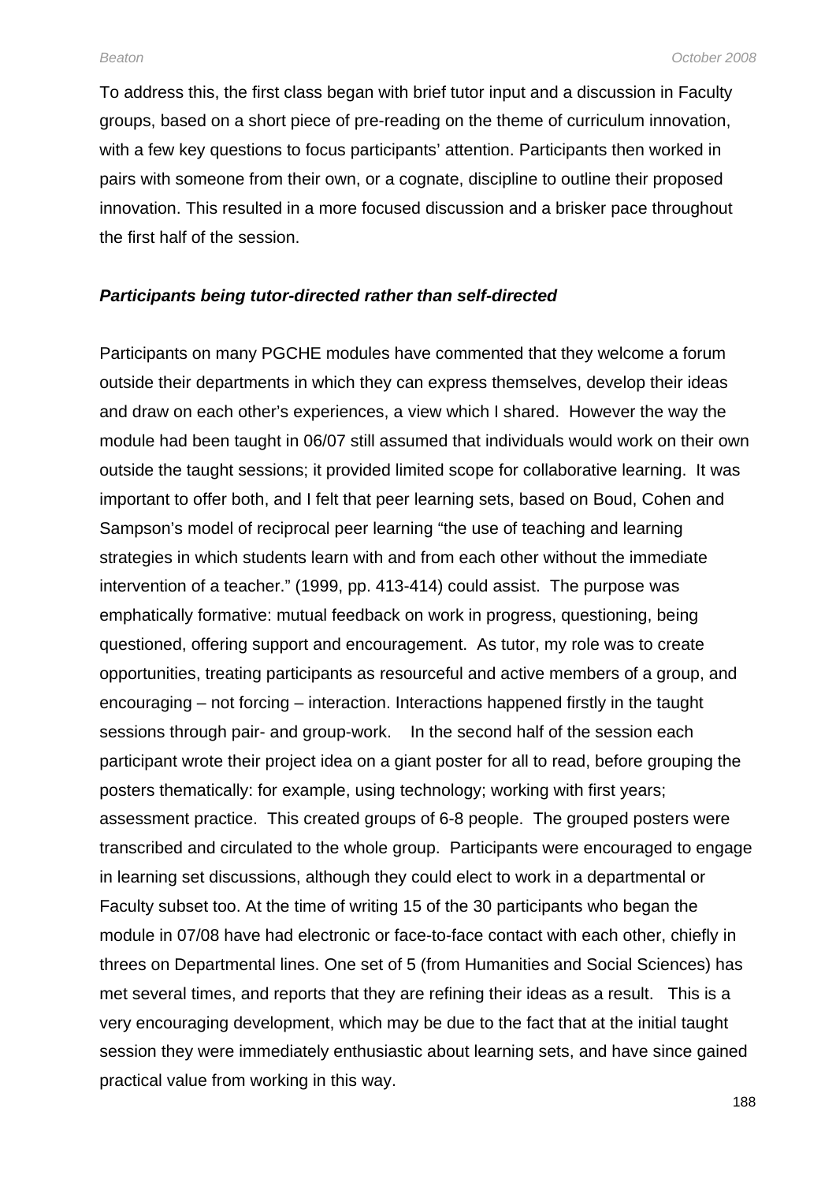To address this, the first class began with brief tutor input and a discussion in Faculty groups, based on a short piece of pre-reading on the theme of curriculum innovation, with a few key questions to focus participants' attention. Participants then worked in pairs with someone from their own, or a cognate, discipline to outline their proposed innovation. This resulted in a more focused discussion and a brisker pace throughout the first half of the session.

### ***Participants being tutor-directed rather than self-directed***

Participants on many PGCHE modules have commented that they welcome a forum outside their departments in which they can express themselves, develop their ideas and draw on each other's experiences, a view which I shared. However the way the module had been taught in 06/07 still assumed that individuals would work on their own outside the taught sessions; it provided limited scope for collaborative learning. It was important to offer both, and I felt that peer learning sets, based on Boud, Cohen and Sampson's model of reciprocal peer learning "the use of teaching and learning strategies in which students learn with and from each other without the immediate intervention of a teacher." (1999, pp. 413-414) could assist. The purpose was emphatically formative: mutual feedback on work in progress, questioning, being questioned, offering support and encouragement. As tutor, my role was to create opportunities, treating participants as resourceful and active members of a group, and encouraging – not forcing – interaction. Interactions happened firstly in the taught sessions through pair- and group-work. In the second half of the session each participant wrote their project idea on a giant poster for all to read, before grouping the posters thematically: for example, using technology; working with first years; assessment practice. This created groups of 6-8 people. The grouped posters were transcribed and circulated to the whole group. Participants were encouraged to engage in learning set discussions, although they could elect to work in a departmental or Faculty subset too. At the time of writing 15 of the 30 participants who began the module in 07/08 have had electronic or face-to-face contact with each other, chiefly in threes on Departmental lines. One set of 5 (from Humanities and Social Sciences) has met several times, and reports that they are refining their ideas as a result. This is a very encouraging development, which may be due to the fact that at the initial taught session they were immediately enthusiastic about learning sets, and have since gained practical value from working in this way.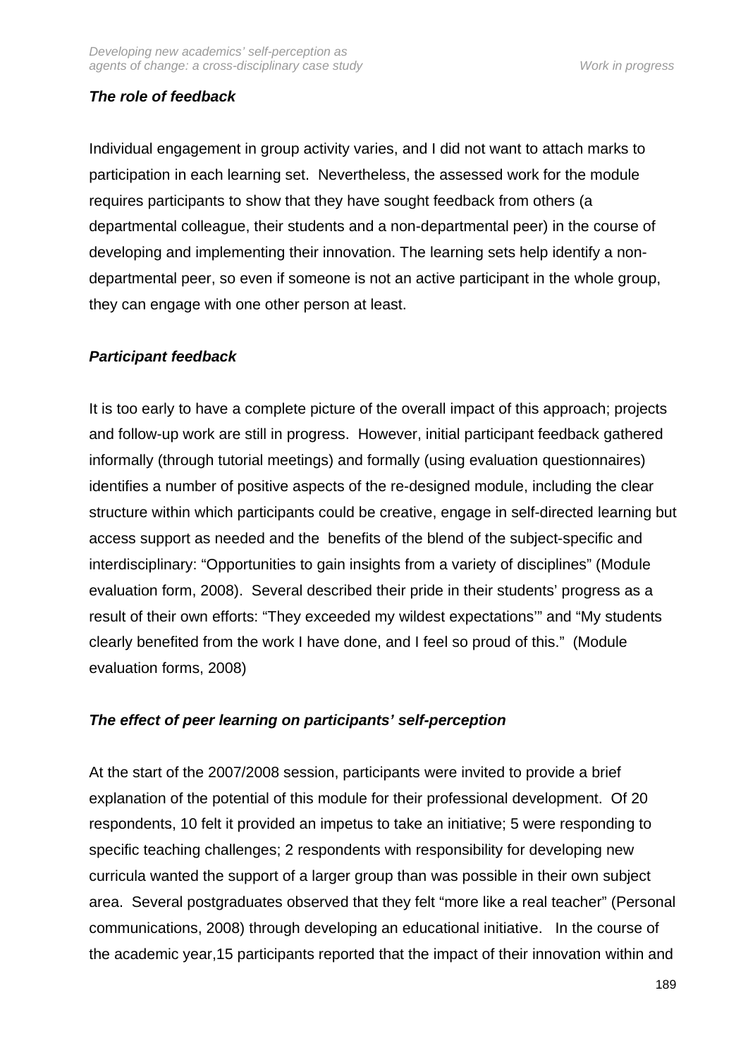### *The role of feedback*

Individual engagement in group activity varies, and I did not want to attach marks to participation in each learning set. Nevertheless, the assessed work for the module requires participants to show that they have sought feedback from others (a departmental colleague, their students and a non-departmental peer) in the course of developing and implementing their innovation. The learning sets help identify a non-departmental peer, so even if someone is not an active participant in the whole group, they can engage with one other person at least.

### *Participant feedback*

It is too early to have a complete picture of the overall impact of this approach; projects and follow-up work are still in progress. However, initial participant feedback gathered informally (through tutorial meetings) and formally (using evaluation questionnaires) identifies a number of positive aspects of the re-designed module, including the clear structure within which participants could be creative, engage in self-directed learning but access support as needed and the benefits of the blend of the subject-specific and interdisciplinary: “Opportunities to gain insights from a variety of disciplines” (Module evaluation form, 2008). Several described their pride in their students’ progress as a result of their own efforts: “They exceeded my wildest expectations’” and “My students clearly benefited from the work I have done, and I feel so proud of this.” (Module evaluation forms, 2008)

### *The effect of peer learning on participants’ self-perception*

At the start of the 2007/2008 session, participants were invited to provide a brief explanation of the potential of this module for their professional development. Of 20 respondents, 10 felt it provided an impetus to take an initiative; 5 were responding to specific teaching challenges; 2 respondents with responsibility for developing new curricula wanted the support of a larger group than was possible in their own subject area. Several postgraduates observed that they felt “more like a real teacher” (Personal communications, 2008) through developing an educational initiative. In the course of the academic year,15 participants reported that the impact of their innovation within and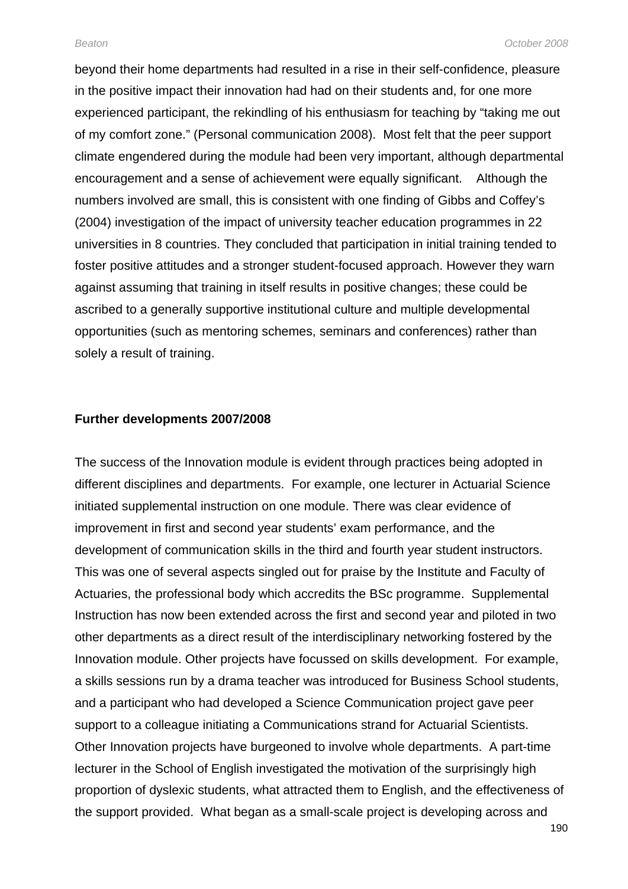beyond their home departments had resulted in a rise in their self-confidence, pleasure in the positive impact their innovation had had on their students and, for one more experienced participant, the rekindling of his enthusiasm for teaching by "taking me out of my comfort zone." (Personal communication 2008). Most felt that the peer support climate engendered during the module had been very important, although departmental encouragement and a sense of achievement were equally significant. Although the numbers involved are small, this is consistent with one finding of Gibbs and Coffey's (2004) investigation of the impact of university teacher education programmes in 22 universities in 8 countries. They concluded that participation in initial training tended to foster positive attitudes and a stronger student-focused approach. However they warn against assuming that training in itself results in positive changes; these could be ascribed to a generally supportive institutional culture and multiple developmental opportunities (such as mentoring schemes, seminars and conferences) rather than solely a result of training.

**Further developments 2007/2008**

The success of the Innovation module is evident through practices being adopted in different disciplines and departments. For example, one lecturer in Actuarial Science initiated supplemental instruction on one module. There was clear evidence of improvement in first and second year students' exam performance, and the development of communication skills in the third and fourth year student instructors. This was one of several aspects singled out for praise by the Institute and Faculty of Actuaries, the professional body which accredits the BSc programme. Supplemental Instruction has now been extended across the first and second year and piloted in two other departments as a direct result of the interdisciplinary networking fostered by the Innovation module. Other projects have focussed on skills development. For example, a skills sessions run by a drama teacher was introduced for Business School students, and a participant who had developed a Science Communication project gave peer support to a colleague initiating a Communications strand for Actuarial Scientists. Other Innovation projects have burgeoned to involve whole departments. A part-time lecturer in the School of English investigated the motivation of the surprisingly high proportion of dyslexic students, what attracted them to English, and the effectiveness of the support provided. What began as a small-scale project is developing across and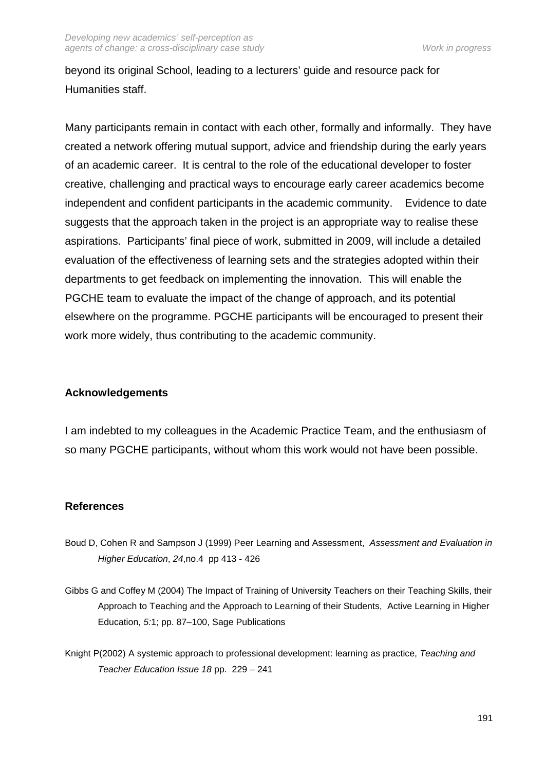beyond its original School, leading to a lecturers' guide and resource pack for Humanities staff.

Many participants remain in contact with each other, formally and informally. They have created a network offering mutual support, advice and friendship during the early years of an academic career. It is central to the role of the educational developer to foster creative, challenging and practical ways to encourage early career academics become independent and confident participants in the academic community. Evidence to date suggests that the approach taken in the project is an appropriate way to realise these aspirations. Participants' final piece of work, submitted in 2009, will include a detailed evaluation of the effectiveness of learning sets and the strategies adopted within their departments to get feedback on implementing the innovation. This will enable the PGCHE team to evaluate the impact of the change of approach, and its potential elsewhere on the programme. PGCHE participants will be encouraged to present their work more widely, thus contributing to the academic community.

## Acknowledgements

I am indebted to my colleagues in the Academic Practice Team, and the enthusiasm of so many PGCHE participants, without whom this work would not have been possible.

## References

Boud D, Cohen R and Sampson J (1999) Peer Learning and Assessment, *Assessment and Evaluation in Higher Education*, *24*,no.4 pp 413 - 426

Gibbs G and Coffey M (2004) The Impact of Training of University Teachers on their Teaching Skills, their Approach to Teaching and the Approach to Learning of their Students, Active Learning in Higher Education, *5:*1; pp. 87–100, Sage Publications

Knight P(2002) A systemic approach to professional development: learning as practice, *Teaching and Teacher Education Issue 18* pp. 229 – 241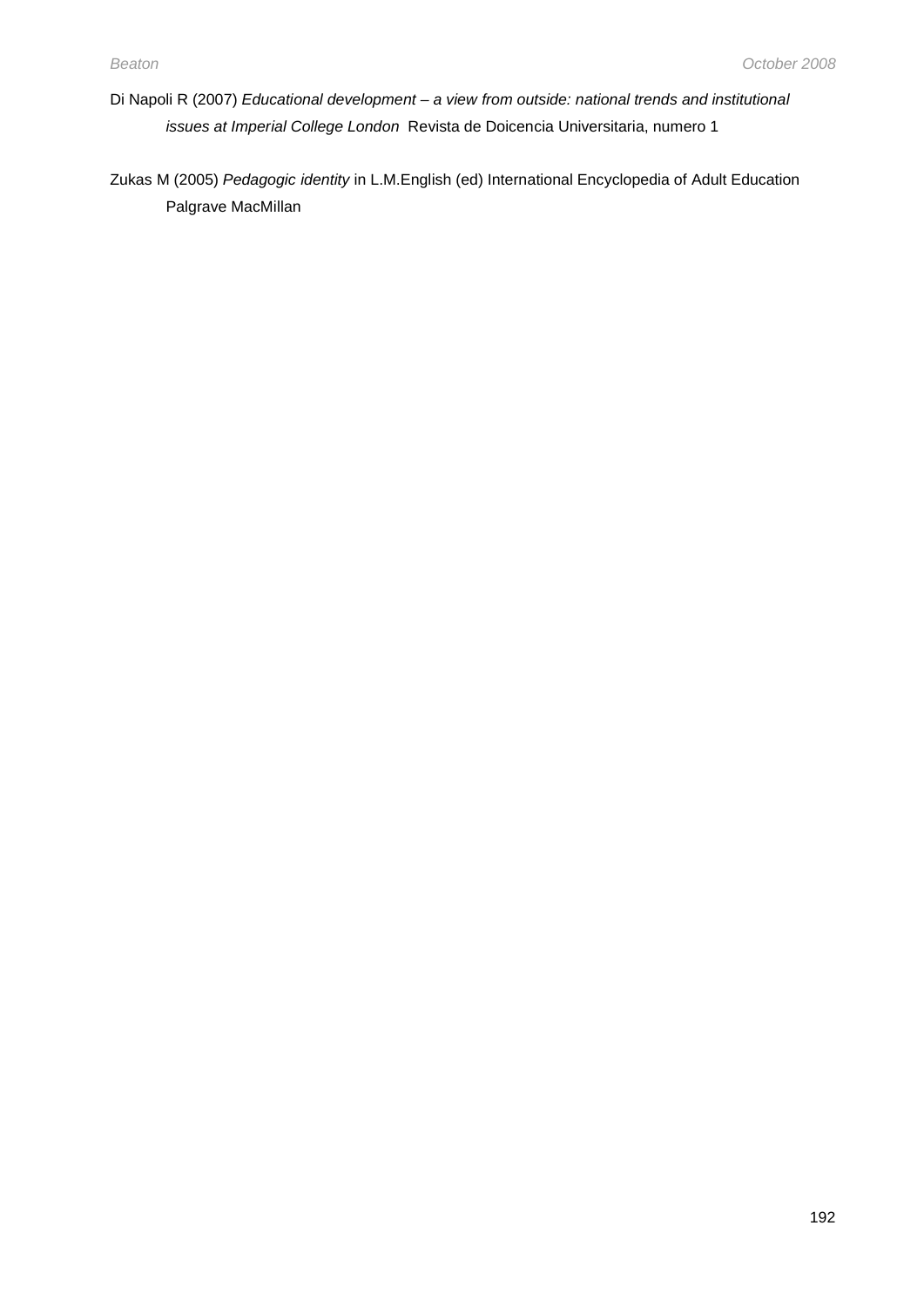Di Napoli R (2007) *Educational development – a view from outside: national trends and institutional issues at Imperial College London* Revista de Doicencia Universitaria, numero 1

Zukas M (2005) *Pedagogic identity* in L.M.English (ed) International Encyclopedia of Adult Education Palgrave MacMillan